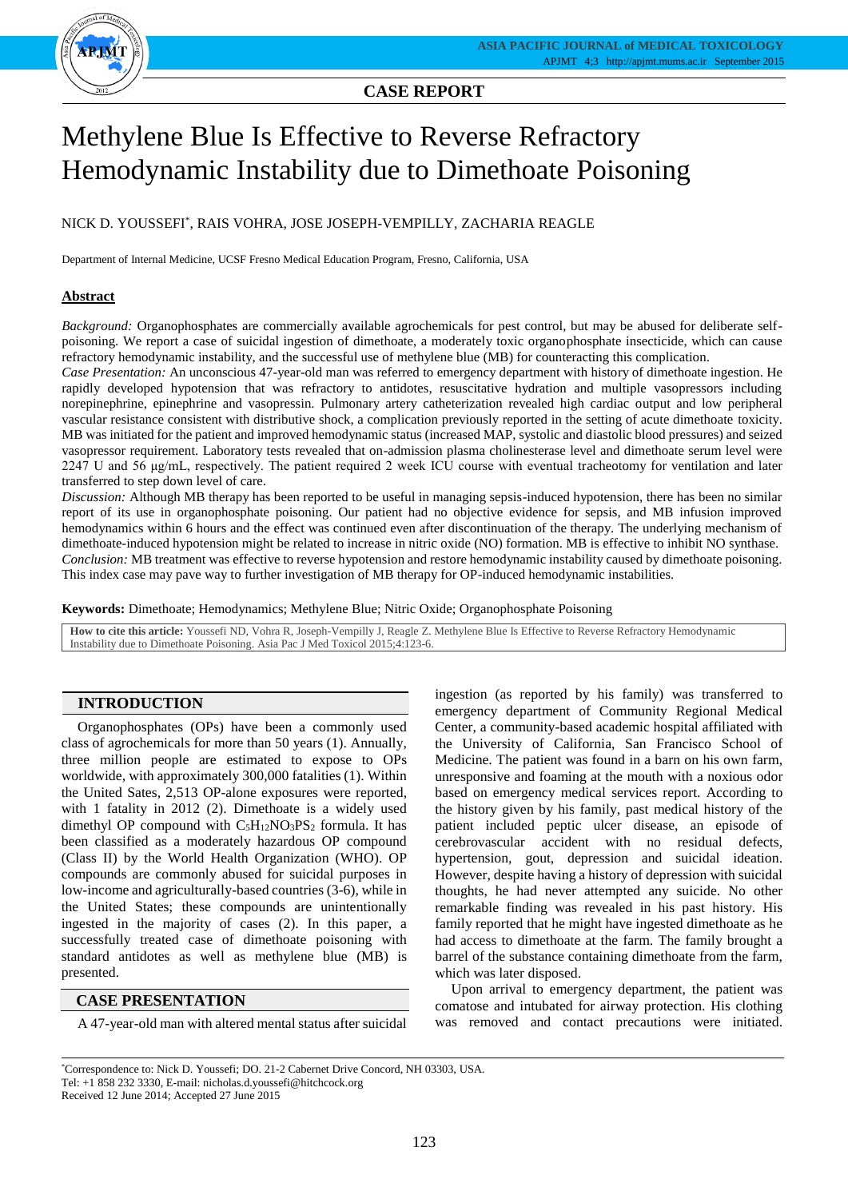CASE REPORT

# Methylene Blue Is Effective to Reverse Refractory Hemodynamic Instability due to Dimethoate Poisoning

NICK D. YOUSSEFI*, RAIS VOHRA, JOSE JOSEPH-VEMPILLY, ZACHARIA REAGLE

Department of Internal Medicine, UCSF Fresno Medical Education Program, Fresno, California, USA

## Abstract

*Background:* Organophosphates are commercially available agrochemicals for pest control, but may be abused for deliberate self-poisoning. We report a case of suicidal ingestion of dimethoate, a moderately toxic organophosphate insecticide, which can cause refractory hemodynamic instability, and the successful use of methylene blue (MB) for counteracting this complication.

*Case Presentation:* An unconscious 47-year-old man was referred to emergency department with history of dimethoate ingestion. He rapidly developed hypotension that was refractory to antidotes, resuscitative hydration and multiple vasopressors including norepinephrine, epinephrine and vasopressin. Pulmonary artery catheterization revealed high cardiac output and low peripheral vascular resistance consistent with distributive shock, a complication previously reported in the setting of acute dimethoate toxicity. MB was initiated for the patient and improved hemodynamic status (increased MAP, systolic and diastolic blood pressures) and seized vasopressor requirement. Laboratory tests revealed that on-admission plasma cholinesterase level and dimethoate serum level were 2247 U and 56 µg/mL, respectively. The patient required 2 week ICU course with eventual tracheotomy for ventilation and later transferred to step down level of care.

*Discussion:* Although MB therapy has been reported to be useful in managing sepsis-induced hypotension, there has been no similar report of its use in organophosphate poisoning. Our patient had no objective evidence for sepsis, and MB infusion improved hemodynamics within 6 hours and the effect was continued even after discontinuation of the therapy. The underlying mechanism of dimethoate-induced hypotension might be related to increase in nitric oxide (NO) formation. MB is effective to inhibit NO synthase.

*Conclusion:* MB treatment was effective to reverse hypotension and restore hemodynamic instability caused by dimethoate poisoning. This index case may pave way to further investigation of MB therapy for OP-induced hemodynamic instabilities.

**Keywords:** Dimethoate; Hemodynamics; Methylene Blue; Nitric Oxide; Organophosphate Poisoning

**How to cite this article:** Youssefi ND, Vohra R, Joseph-Vempilly J, Reagle Z. Methylene Blue Is Effective to Reverse Refractory Hemodynamic Instability due to Dimethoate Poisoning. Asia Pac J Med Toxicol 2015;4:123-6.

## INTRODUCTION

Organophosphates (OPs) have been a commonly used class of agrochemicals for more than 50 years (1). Annually, three million people are estimated to expose to OPs worldwide, with approximately 300,000 fatalities (1). Within the United Sates, 2,513 OP-alone exposures were reported, with 1 fatality in 2012 (2). Dimethoate is a widely used dimethyl OP compound with $C_5H_{12}NO_3PS_2$ formula. It has been classified as a moderately hazardous OP compound (Class II) by the World Health Organization (WHO). OP compounds are commonly abused for suicidal purposes in low-income and agriculturally-based countries (3-6), while in the United States; these compounds are unintentionally ingested in the majority of cases (2). In this paper, a successfully treated case of dimethoate poisoning with standard antidotes as well as methylene blue (MB) is presented.

## CASE PRESENTATION

A 47-year-old man with altered mental status after suicidal ingestion (as reported by his family) was transferred to emergency department of Community Regional Medical Center, a community-based academic hospital affiliated with the University of California, San Francisco School of Medicine. The patient was found in a barn on his own farm, unresponsive and foaming at the mouth with a noxious odor based on emergency medical services report. According to the history given by his family, past medical history of the patient included peptic ulcer disease, an episode of cerebrovascular accident with no residual defects, hypertension, gout, depression and suicidal ideation. However, despite having a history of depression with suicidal thoughts, he had never attempted any suicide. No other remarkable finding was revealed in his past history. His family reported that he might have ingested dimethoate as he had access to dimethoate at the farm. The family brought a barrel of the substance containing dimethoate from the farm, which was later disposed.

Upon arrival to emergency department, the patient was comatose and intubated for airway protection. His clothing was removed and contact precautions were initiated.

*Correspondence to: Nick D. Youssefi; DO. 21-2 Cabernet Drive Concord, NH 03303, USA.
Tel: +1 858 232 3330, E-mail: nicholas.d.youssefi@hitchcock.org
Received 12 June 2014; Accepted 27 June 2015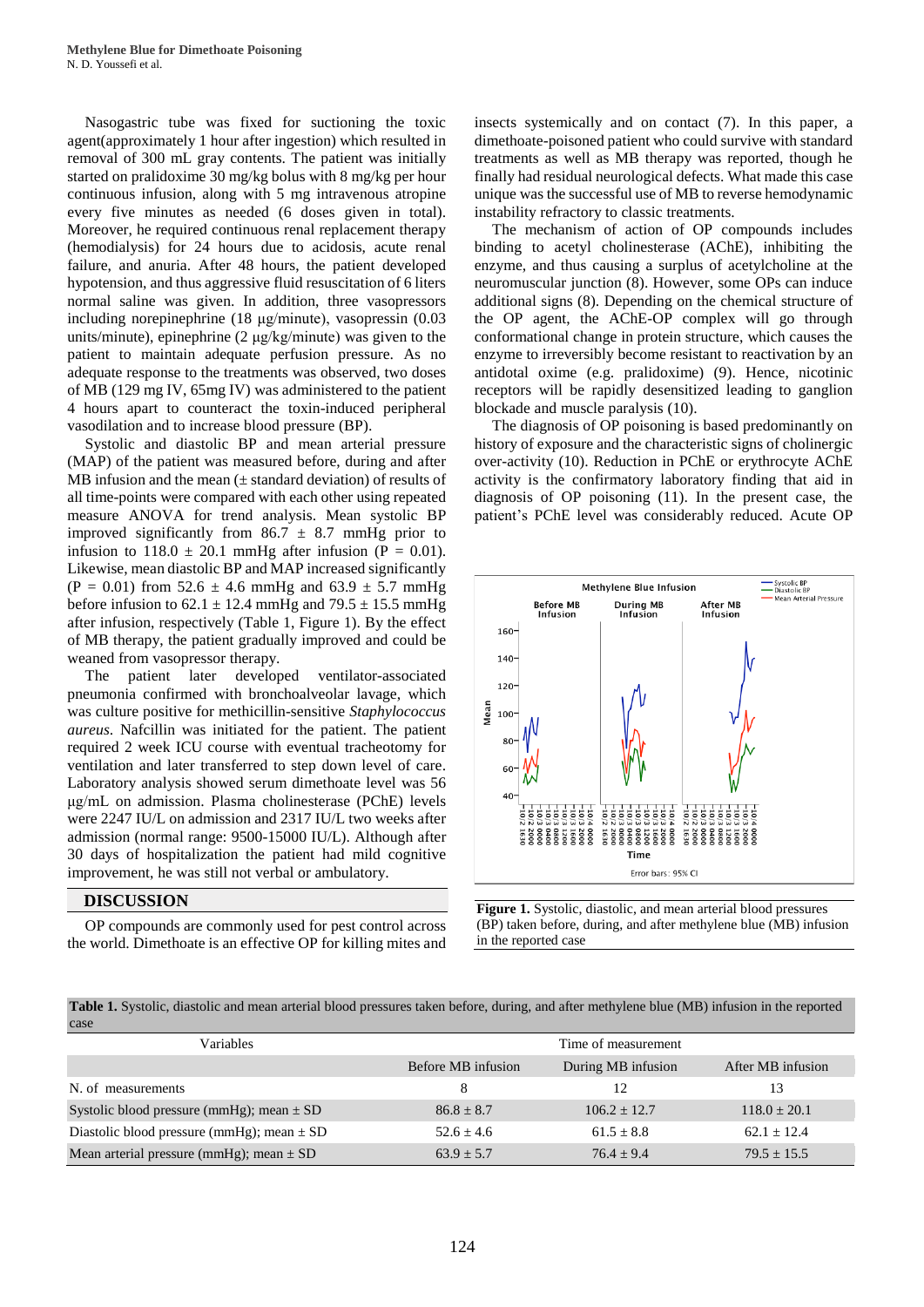Nasogastric tube was fixed for suctioning the toxic agent(approximately 1 hour after ingestion) which resulted in removal of 300 mL gray contents. The patient was initially started on pralidoxime 30 mg/kg bolus with 8 mg/kg per hour continuous infusion, along with 5 mg intravenous atropine every five minutes as needed (6 doses given in total). Moreover, he required continuous renal replacement therapy (hemodialysis) for 24 hours due to acidosis, acute renal failure, and anuria. After 48 hours, the patient developed hypotension, and thus aggressive fluid resuscitation of 6 liters normal saline was given. In addition, three vasopressors including norepinephrine (18 μg/minute), vasopressin (0.03 units/minute), epinephrine (2 μg/kg/minute) was given to the patient to maintain adequate perfusion pressure. As no adequate response to the treatments was observed, two doses of MB (129 mg IV, 65mg IV) was administered to the patient 4 hours apart to counteract the toxin-induced peripheral vasodilation and to increase blood pressure (BP).

Systolic and diastolic BP and mean arterial pressure (MAP) of the patient was measured before, during and after MB infusion and the mean (± standard deviation) of results of all time-points were compared with each other using repeated measure ANOVA for trend analysis. Mean systolic BP improved significantly from 86.7 ± 8.7 mmHg prior to infusion to 118.0 ± 20.1 mmHg after infusion (P = 0.01). Likewise, mean diastolic BP and MAP increased significantly (P = 0.01) from 52.6 ± 4.6 mmHg and 63.9 ± 5.7 mmHg before infusion to 62.1 ± 12.4 mmHg and 79.5 ± 15.5 mmHg after infusion, respectively (Table 1, Figure 1). By the effect of MB therapy, the patient gradually improved and could be weaned from vasopressor therapy.

The patient later developed ventilator-associated pneumonia confirmed with bronchoalveolar lavage, which was culture positive for methicillin-sensitive *Staphylococcus aureus*. Nafcillin was initiated for the patient. The patient required 2 week ICU course with eventual tracheotomy for ventilation and later transferred to step down level of care. Laboratory analysis showed serum dimethoate level was 56 μg/mL on admission. Plasma cholinesterase (PChE) levels were 2247 IU/L on admission and 2317 IU/L two weeks after admission (normal range: 9500-15000 IU/L). Although after 30 days of hospitalization the patient had mild cognitive improvement, he was still not verbal or ambulatory.

## DISCUSSION

OP compounds are commonly used for pest control across the world. Dimethoate is an effective OP for killing mites and insects systemically and on contact (7). In this paper, a dimethoate-poisoned patient who could survive with standard treatments as well as MB therapy was reported, though he finally had residual neurological defects. What made this case unique was the successful use of MB to reverse hemodynamic instability refractory to classic treatments.

The mechanism of action of OP compounds includes binding to acetyl cholinesterase (AChE), inhibiting the enzyme, and thus causing a surplus of acetylcholine at the neuromuscular junction (8). However, some OPs can induce additional signs (8). Depending on the chemical structure of the OP agent, the AChE-OP complex will go through conformational change in protein structure, which causes the enzyme to irreversibly become resistant to reactivation by an antidotal oxime (e.g. pralidoxime) (9). Hence, nicotinic receptors will be rapidly desensitized leading to ganglion blockade and muscle paralysis (10).

The diagnosis of OP poisoning is based predominantly on history of exposure and the characteristic signs of cholinergic over-activity (10). Reduction in PChE or erythrocyte AChE activity is the confirmatory laboratory finding that aid in diagnosis of OP poisoning (11). In the present case, the patient's PChE level was considerably reduced. Acute OP

**Figure 1.** Systolic, diastolic, and mean arterial blood pressures (BP) taken before, during, and after methylene blue (MB) infusion in the reported case

**Table 1.** Systolic, diastolic and mean arterial blood pressures taken before, during, and after methylene blue (MB) infusion in the reported case

| Variables | Time of measurement | | |
|---|---|---|---|
| | Before MB infusion | During MB infusion | After MB infusion |
| N. of measurements | 8 | 12 | 13 |
| Systolic blood pressure (mmHg); mean ± SD | 86.8 ± 8.7 | 106.2 ± 12.7 | 118.0 ± 20.1 |
| Diastolic blood pressure (mmHg); mean ± SD | 52.6 ± 4.6 | 61.5 ± 8.8 | 62.1 ± 12.4 |
| Mean arterial pressure (mmHg); mean ± SD | 63.9 ± 5.7 | 76.4 ± 9.4 | 79.5 ± 15.5 |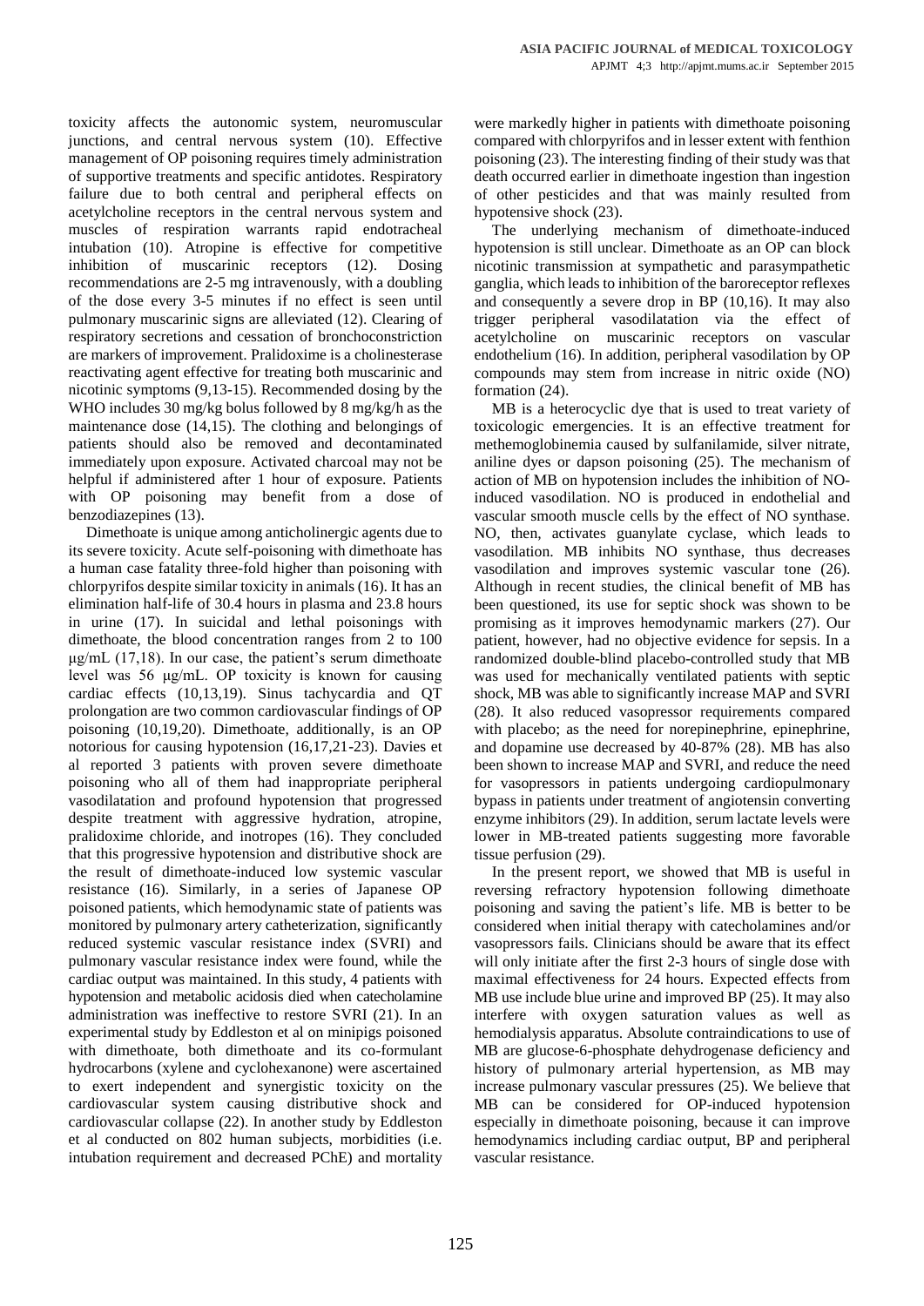toxicity affects the autonomic system, neuromuscular junctions, and central nervous system (10). Effective management of OP poisoning requires timely administration of supportive treatments and specific antidotes. Respiratory failure due to both central and peripheral effects on acetylcholine receptors in the central nervous system and muscles of respiration warrants rapid endotracheal intubation (10). Atropine is effective for competitive inhibition of muscarinic receptors (12). Dosing recommendations are 2-5 mg intravenously, with a doubling of the dose every 3-5 minutes if no effect is seen until pulmonary muscarinic signs are alleviated (12). Clearing of respiratory secretions and cessation of bronchoconstriction are markers of improvement. Pralidoxime is a cholinesterase reactivating agent effective for treating both muscarinic and nicotinic symptoms (9,13-15). Recommended dosing by the WHO includes 30 mg/kg bolus followed by 8 mg/kg/h as the maintenance dose (14,15). The clothing and belongings of patients should also be removed and decontaminated immediately upon exposure. Activated charcoal may not be helpful if administered after 1 hour of exposure. Patients with OP poisoning may benefit from a dose of benzodiazepines (13).

Dimethoate is unique among anticholinergic agents due to its severe toxicity. Acute self-poisoning with dimethoate has a human case fatality three-fold higher than poisoning with chlorpyrifos despite similar toxicity in animals (16). It has an elimination half-life of 30.4 hours in plasma and 23.8 hours in urine (17). In suicidal and lethal poisonings with dimethoate, the blood concentration ranges from 2 to 100 μg/mL (17,18). In our case, the patient's serum dimethoate level was 56 μg/mL. OP toxicity is known for causing cardiac effects (10,13,19). Sinus tachycardia and QT prolongation are two common cardiovascular findings of OP poisoning (10,19,20). Dimethoate, additionally, is an OP notorious for causing hypotension (16,17,21-23). Davies et al reported 3 patients with proven severe dimethoate poisoning who all of them had inappropriate peripheral vasodilatation and profound hypotension that progressed despite treatment with aggressive hydration, atropine, pralidoxime chloride, and inotropes (16). They concluded that this progressive hypotension and distributive shock are the result of dimethoate-induced low systemic vascular resistance (16). Similarly, in a series of Japanese OP poisoned patients, which hemodynamic state of patients was monitored by pulmonary artery catheterization, significantly reduced systemic vascular resistance index (SVRI) and pulmonary vascular resistance index were found, while the cardiac output was maintained. In this study, 4 patients with hypotension and metabolic acidosis died when catecholamine administration was ineffective to restore SVRI (21). In an experimental study by Eddleston et al on minipigs poisoned with dimethoate, both dimethoate and its co-formulant hydrocarbons (xylene and cyclohexanone) were ascertained to exert independent and synergistic toxicity on the cardiovascular system causing distributive shock and cardiovascular collapse (22). In another study by Eddleston et al conducted on 802 human subjects, morbidities (i.e. intubation requirement and decreased PChE) and mortality were markedly higher in patients with dimethoate poisoning compared with chlorpyrifos and in lesser extent with fenthion poisoning (23). The interesting finding of their study was that death occurred earlier in dimethoate ingestion than ingestion of other pesticides and that was mainly resulted from hypotensive shock (23).

The underlying mechanism of dimethoate-induced hypotension is still unclear. Dimethoate as an OP can block nicotinic transmission at sympathetic and parasympathetic ganglia, which leads to inhibition of the baroreceptor reflexes and consequently a severe drop in BP (10,16). It may also trigger peripheral vasodilatation via the effect of acetylcholine on muscarinic receptors on vascular endothelium (16). In addition, peripheral vasodilation by OP compounds may stem from increase in nitric oxide (NO) formation (24).

MB is a heterocyclic dye that is used to treat variety of toxicologic emergencies. It is an effective treatment for methemoglobinemia caused by sulfanilamide, silver nitrate, aniline dyes or dapson poisoning (25). The mechanism of action of MB on hypotension includes the inhibition of NO-induced vasodilation. NO is produced in endothelial and vascular smooth muscle cells by the effect of NO synthase. NO, then, activates guanylate cyclase, which leads to vasodilation. MB inhibits NO synthase, thus decreases vasodilation and improves systemic vascular tone (26). Although in recent studies, the clinical benefit of MB has been questioned, its use for septic shock was shown to be promising as it improves hemodynamic markers (27). Our patient, however, had no objective evidence for sepsis. In a randomized double-blind placebo-controlled study that MB was used for mechanically ventilated patients with septic shock, MB was able to significantly increase MAP and SVRI (28). It also reduced vasopressor requirements compared with placebo; as the need for norepinephrine, epinephrine, and dopamine use decreased by 40-87% (28). MB has also been shown to increase MAP and SVRI, and reduce the need for vasopressors in patients undergoing cardiopulmonary bypass in patients under treatment of angiotensin converting enzyme inhibitors (29). In addition, serum lactate levels were lower in MB-treated patients suggesting more favorable tissue perfusion (29).

In the present report, we showed that MB is useful in reversing refractory hypotension following dimethoate poisoning and saving the patient's life. MB is better to be considered when initial therapy with catecholamines and/or vasopressors fails. Clinicians should be aware that its effect will only initiate after the first 2-3 hours of single dose with maximal effectiveness for 24 hours. Expected effects from MB use include blue urine and improved BP (25). It may also interfere with oxygen saturation values as well as hemodialysis apparatus. Absolute contraindications to use of MB are glucose-6-phosphate dehydrogenase deficiency and history of pulmonary arterial hypertension, as MB may increase pulmonary vascular pressures (25). We believe that MB can be considered for OP-induced hypotension especially in dimethoate poisoning, because it can improve hemodynamics including cardiac output, BP and peripheral vascular resistance.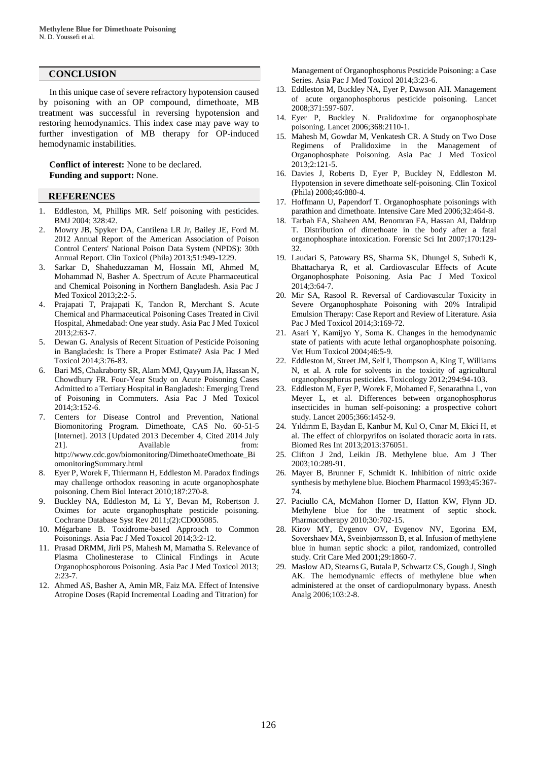## CONCLUSION

In this unique case of severe refractory hypotension caused by poisoning with an OP compound, dimethoate, MB treatment was successful in reversing hypotension and restoring hemodynamics. This index case may pave way to further investigation of MB therapy for OP-induced hemodynamic instabilities.

**Conflict of interest:** None to be declared.
**Funding and support:** None.

## REFERENCES

1. Eddleston, M, Phillips MR. Self poisoning with pesticides. BMJ 2004; 328:42.
2. Mowry JB, Spyker DA, Cantilena LR Jr, Bailey JE, Ford M. 2012 Annual Report of the American Association of Poison Control Centers' National Poison Data System (NPDS): 30th Annual Report. Clin Toxicol (Phila) 2013;51:949-1229.
3. Sarkar D, Shaheduzzaman M, Hossain MI, Ahmed M, Mohammad N, Basher A. Spectrum of Acute Pharmaceutical and Chemical Poisoning in Northern Bangladesh. Asia Pac J Med Toxicol 2013;2:2-5.
4. Prajapati T, Prajapati K, Tandon R, Merchant S. Acute Chemical and Pharmaceutical Poisoning Cases Treated in Civil Hospital, Ahmedabad: One year study. Asia Pac J Med Toxicol 2013;2:63-7.
5. Dewan G. Analysis of Recent Situation of Pesticide Poisoning in Bangladesh: Is There a Proper Estimate? Asia Pac J Med Toxicol 2014;3:76-83.
6. Bari MS, Chakraborty SR, Alam MMJ, Qayyum JA, Hassan N, Chowdhury FR. Four-Year Study on Acute Poisoning Cases Admitted to a Tertiary Hospital in Bangladesh: Emerging Trend of Poisoning in Commuters. Asia Pac J Med Toxicol 2014;3:152-6.
7. Centers for Disease Control and Prevention, National Biomonitoring Program. Dimethoate, CAS No. 60-51-5 [Internet]. 2013 [Updated 2013 December 4, Cited 2014 July 21]. Available from: http://www.cdc.gov/biomonitoring/DimethoateOmethoate_BiomonitoringSummary.html
8. Eyer P, Worek F, Thiermann H, Eddleston M. Paradox findings may challenge orthodox reasoning in acute organophosphate poisoning. Chem Biol Interact 2010;187:270-8.
9. Buckley NA, Eddleston M, Li Y, Bevan M, Robertson J. Oximes for acute organophosphate pesticide poisoning. Cochrane Database Syst Rev 2011;(2):CD005085.
10. Mégarbane B. Toxidrome-based Approach to Common Poisonings. Asia Pac J Med Toxicol 2014;3:2-12.
11. Prasad DRMM, Jirli PS, Mahesh M, Mamatha S. Relevance of Plasma Cholinesterase to Clinical Findings in Acute Organophosphorous Poisoning. Asia Pac J Med Toxicol 2013; 2:23-7.
12. Ahmed AS, Basher A, Amin MR, Faiz MA. Effect of Intensive Atropine Doses (Rapid Incremental Loading and Titration) for Management of Organophosphorus Pesticide Poisoning: a Case Series. Asia Pac J Med Toxicol 2014;3:23-6.
13. Eddleston M, Buckley NA, Eyer P, Dawson AH. Management of acute organophosphorus pesticide poisoning. Lancet 2008;371:597-607.
14. Eyer P, Buckley N. Pralidoxime for organophosphate poisoning. Lancet 2006;368:2110-1.
15. Mahesh M, Gowdar M, Venkatesh CR. A Study on Two Dose Regimens of Pralidoxime in the Management of Organophosphate Poisoning. Asia Pac J Med Toxicol 2013;2:121-5.
16. Davies J, Roberts D, Eyer P, Buckley N, Eddleston M. Hypotension in severe dimethoate self-poisoning. Clin Toxicol (Phila) 2008;46:880-4.
17. Hoffmann U, Papendorf T. Organophosphate poisonings with parathion and dimethoate. Intensive Care Med 2006;32:464-8.
18. Tarbah FA, Shaheen AM, Benomran FA, Hassan AI, Daldrup T. Distribution of dimethoate in the body after a fatal organophosphate intoxication. Forensic Sci Int 2007;170:129-32.
19. Laudari S, Patowary BS, Sharma SK, Dhungel S, Subedi K, Bhattacharya R, et al. Cardiovascular Effects of Acute Organophosphate Poisoning. Asia Pac J Med Toxicol 2014;3:64-7.
20. Mir SA, Rasool R. Reversal of Cardiovascular Toxicity in Severe Organophosphate Poisoning with 20% Intralipid Emulsion Therapy: Case Report and Review of Literature. Asia Pac J Med Toxicol 2014;3:169-72.
21. Asari Y, Kamijyo Y, Soma K. Changes in the hemodynamic state of patients with acute lethal organophosphate poisoning. Vet Hum Toxicol 2004;46:5-9.
22. Eddleston M, Street JM, Self I, Thompson A, King T, Williams N, et al. A role for solvents in the toxicity of agricultural organophosphorus pesticides. Toxicology 2012;294:94-103.
23. Eddleston M, Eyer P, Worek F, Mohamed F, Senarathna L, von Meyer L, et al. Differences between organophosphorus insecticides in human self-poisoning: a prospective cohort study. Lancet 2005;366:1452-9.
24. Yıldırım E, Baydan E, Kanbur M, Kul O, Cınar M, Ekici H, et al. The effect of chlorpyrifos on isolated thoracic aorta in rats. Biomed Res Int 2013;2013:376051.
25. Clifton J 2nd, Leikin JB. Methylene blue. Am J Ther 2003;10:289-91.
26. Mayer B, Brunner F, Schmidt K. Inhibition of nitric oxide synthesis by methylene blue. Biochem Pharmacol 1993;45:367-74.
27. Paciullo CA, McMahon Horner D, Hatton KW, Flynn JD. Methylene blue for the treatment of septic shock. Pharmacotherapy 2010;30:702-15.
28. Kirov MY, Evgenov OV, Evgenov NV, Egorina EM, Sovershaev MA, Sveinbjørnsson B, et al. Infusion of methylene blue in human septic shock: a pilot, randomized, controlled study. Crit Care Med 2001;29:1860-7.
29. Maslow AD, Stearns G, Butala P, Schwartz CS, Gough J, Singh AK. The hemodynamic effects of methylene blue when administered at the onset of cardiopulmonary bypass. Anesth Analg 2006;103:2-8.